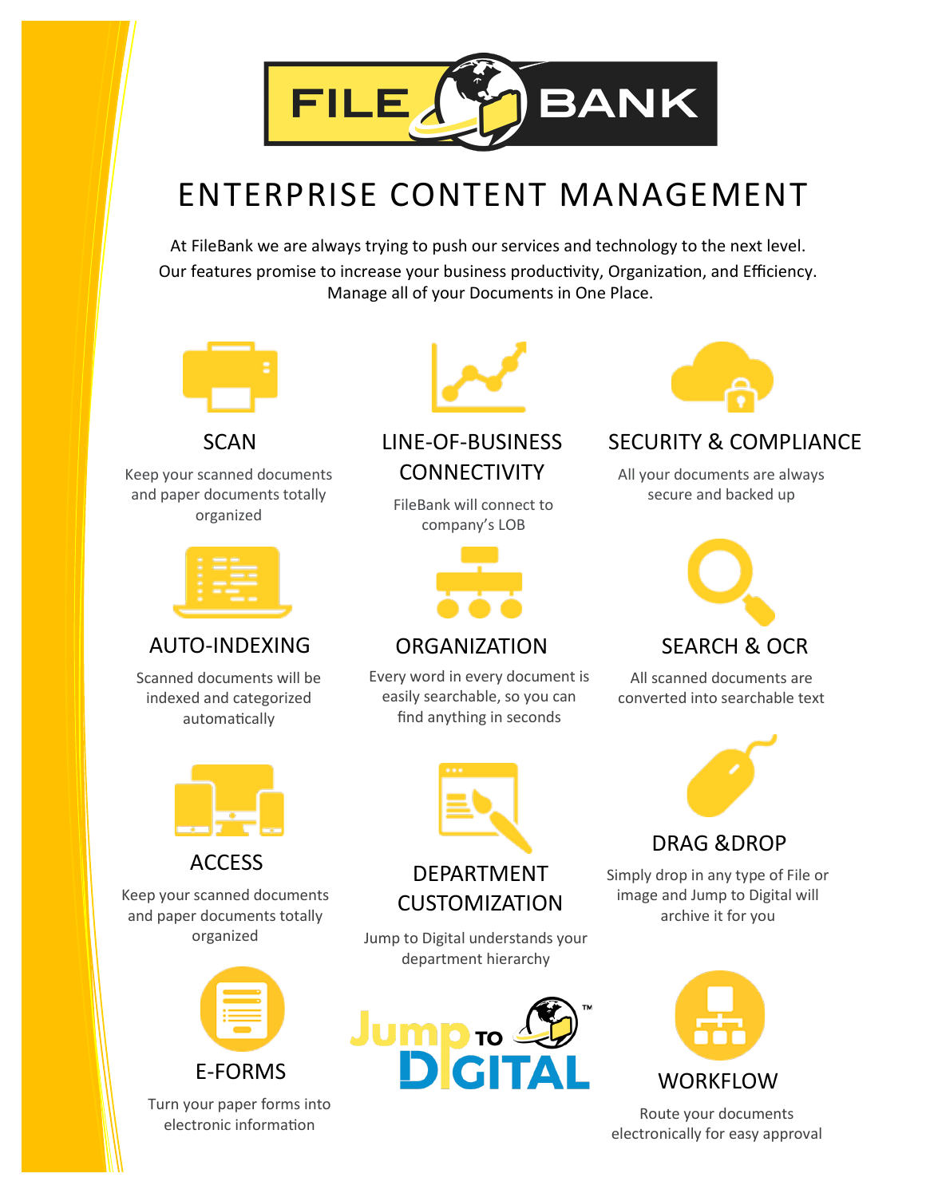# FILE BANK

## ENTERPRISE CONTENT MANAGEMENT

At FileBank we are always trying to push our services and technology to the next level. Our features promise to increase your business productivity, Organization, and Efficiency. Manage all of your Documents in One Place.

### SCAN

Keep your scanned documents and paper documents totally organized

### LINE-OF-BUSINESS CONNECTIVITY

FileBank will connect to company's LOB

### SECURITY & COMPLIANCE

All your documents are always secure and backed up

### AUTO-INDEXING

Scanned documents will be indexed and categorized automatically

### ORGANIZATION

Every word in every document is easily searchable, so you can find anything in seconds

### SEARCH & OCR

All scanned documents are converted into searchable text

### ACCESS

Keep your scanned documents and paper documents totally organized

### DEPARTMENT CUSTOMIZATION

Jump to Digital understands your department hierarchy

### DRAG &DROP

Simply drop in any type of File or image and Jump to Digital will archive it for you

### E-FORMS

Turn your paper forms into electronic information

### WORKFLOW

Route your documents electronically for easy approval

Jump TO DIGITAL™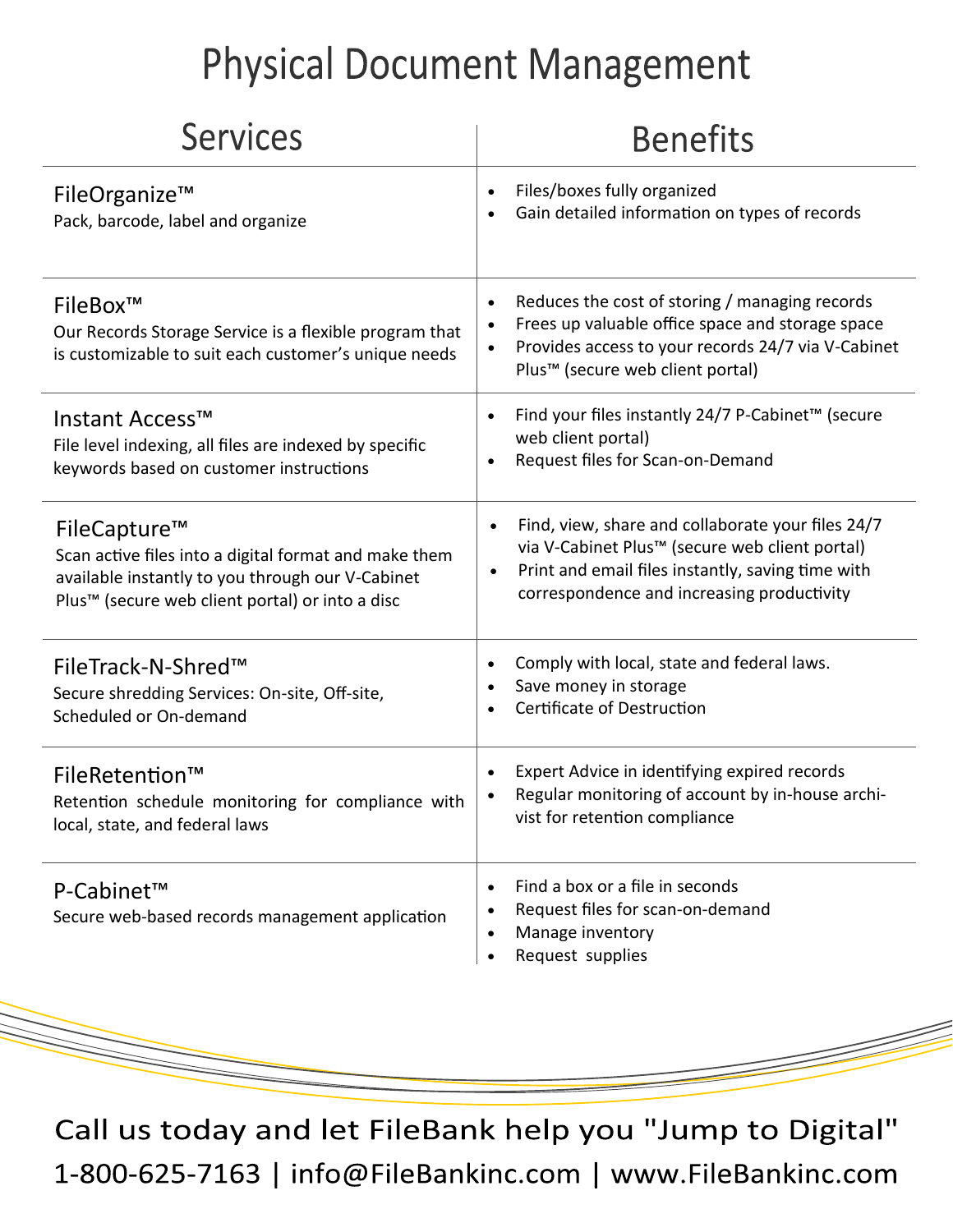# Physical Document Management

| Services | Benefits |
|---|---|
| **FileOrganize™**<br>Pack, barcode, label and organize | • Files/boxes fully organized<br>• Gain detailed information on types of records |
| **FileBox™**<br>Our Records Storage Service is a flexible program that is customizable to suit each customer's unique needs | • Reduces the cost of storing / managing records<br>• Frees up valuable office space and storage space<br>• Provides access to your records 24/7 via V-Cabinet Plus™ (secure web client portal) |
| **Instant Access™**<br>File level indexing, all files are indexed by specific keywords based on customer instructions | • Find your files instantly 24/7 P-Cabinet™ (secure web client portal)<br>• Request files for Scan-on-Demand |
| **FileCapture™**<br>Scan active files into a digital format and make them available instantly to you through our V-Cabinet Plus™ (secure web client portal) or into a disc | • Find, view, share and collaborate your files 24/7 via V-Cabinet Plus™ (secure web client portal)<br>• Print and email files instantly, saving time with correspondence and increasing productivity |
| **FileTrack-N-Shred™**<br>Secure shredding Services: On-site, Off-site, Scheduled or On-demand | • Comply with local, state and federal laws.<br>• Save money in storage<br>• Certificate of Destruction |
| **FileRetention™**<br>Retention schedule monitoring for compliance with local, state, and federal laws | • Expert Advice in identifying expired records<br>• Regular monitoring of account by in-house archivist for retention compliance |
| **P-Cabinet™**<br>Secure web-based records management application | • Find a box or a file in seconds<br>• Request files for scan-on-demand<br>• Manage inventory<br>• Request supplies |

Call us today and let FileBank help you "Jump to Digital"

1-800-625-7163 | info@FileBankinc.com | www.FileBankinc.com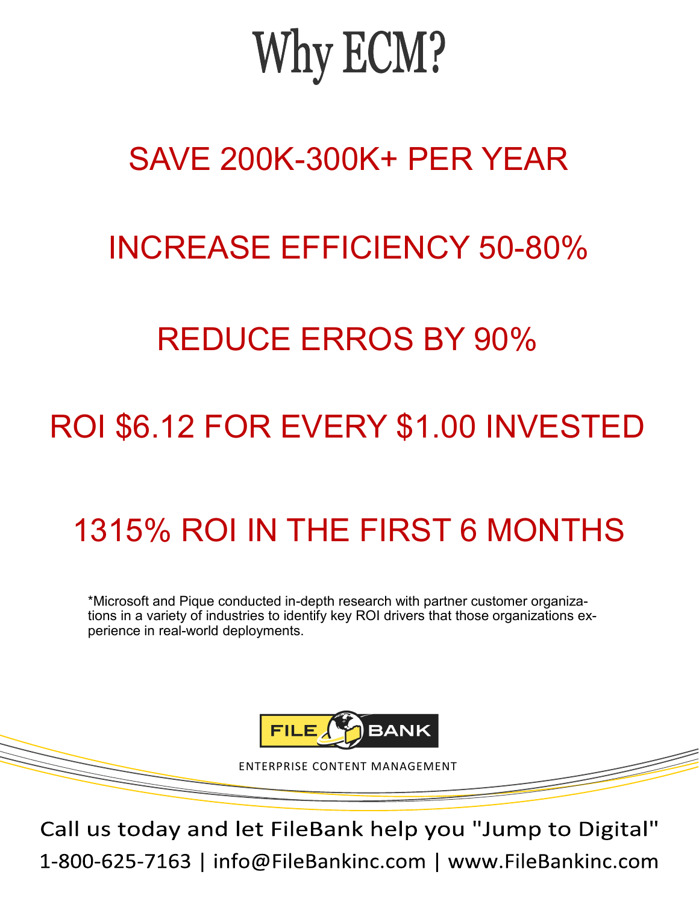# Why ECM?

## SAVE 200K-300K+ PER YEAR

## INCREASE EFFICIENCY 50-80%

## REDUCE ERROS BY 90%

## ROI $6.12 FOR EVERY $1.00 INVESTED

## 1315% ROI IN THE FIRST 6 MONTHS

*Microsoft and Pique conducted in-depth research with partner customer organizations in a variety of industries to identify key ROI drivers that those organizations experience in real-world deployments.

FILE BANK

ENTERPRISE CONTENT MANAGEMENT

Call us today and let FileBank help you "Jump to Digital"

1-800-625-7163 | info@FileBankinc.com | www.FileBankinc.com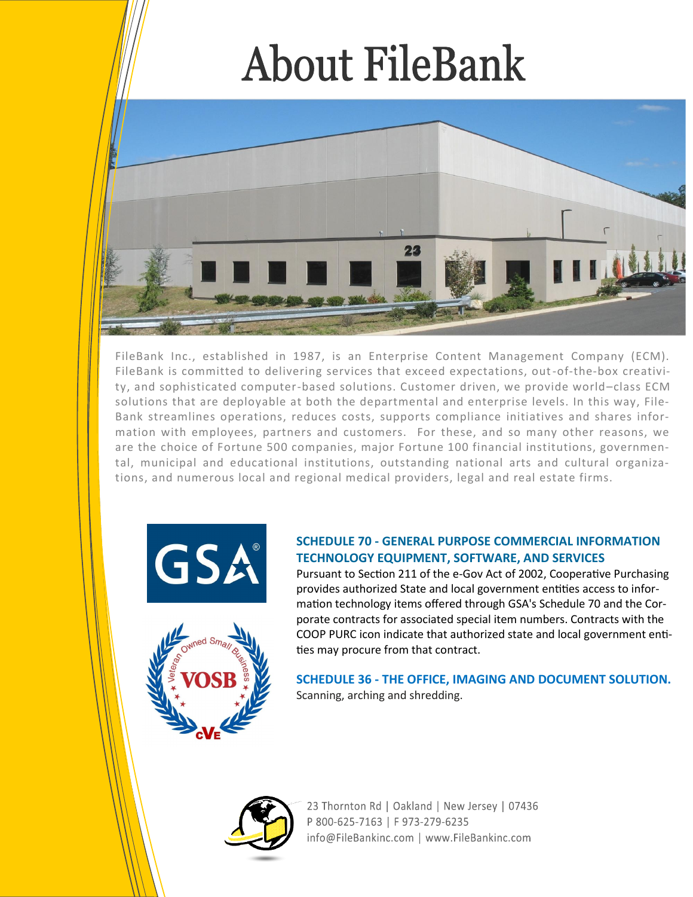# About FileBank

FileBank Inc., established in 1987, is an Enterprise Content Management Company (ECM). FileBank is committed to delivering services that exceed expectations, out-of-the-box creativity, and sophisticated computer-based solutions. Customer driven, we provide world–class ECM solutions that are deployable at both the departmental and enterprise levels. In this way, FileBank streamlines operations, reduces costs, supports compliance initiatives and shares information with employees, partners and customers. For these, and so many other reasons, we are the choice of Fortune 500 companies, major Fortune 100 financial institutions, governmental, municipal and educational institutions, outstanding national arts and cultural organizations, and numerous local and regional medical providers, legal and real estate firms.

### SCHEDULE 70 - GENERAL PURPOSE COMMERCIAL INFORMATION TECHNOLOGY EQUIPMENT, SOFTWARE, AND SERVICES

Pursuant to Section 211 of the e-Gov Act of 2002, Cooperative Purchasing provides authorized State and local government entities access to information technology items offered through GSA's Schedule 70 and the Corporate contracts for associated special item numbers. Contracts with the COOP PURC icon indicate that authorized state and local government entities may procure from that contract.

### SCHEDULE 36 - THE OFFICE, IMAGING AND DOCUMENT SOLUTION.

Scanning, arching and shredding.

23 Thornton Rd | Oakland | New Jersey | 07436
P 800-625-7163 | F 973-279-6235
info@FileBankinc.com | www.FileBankinc.com